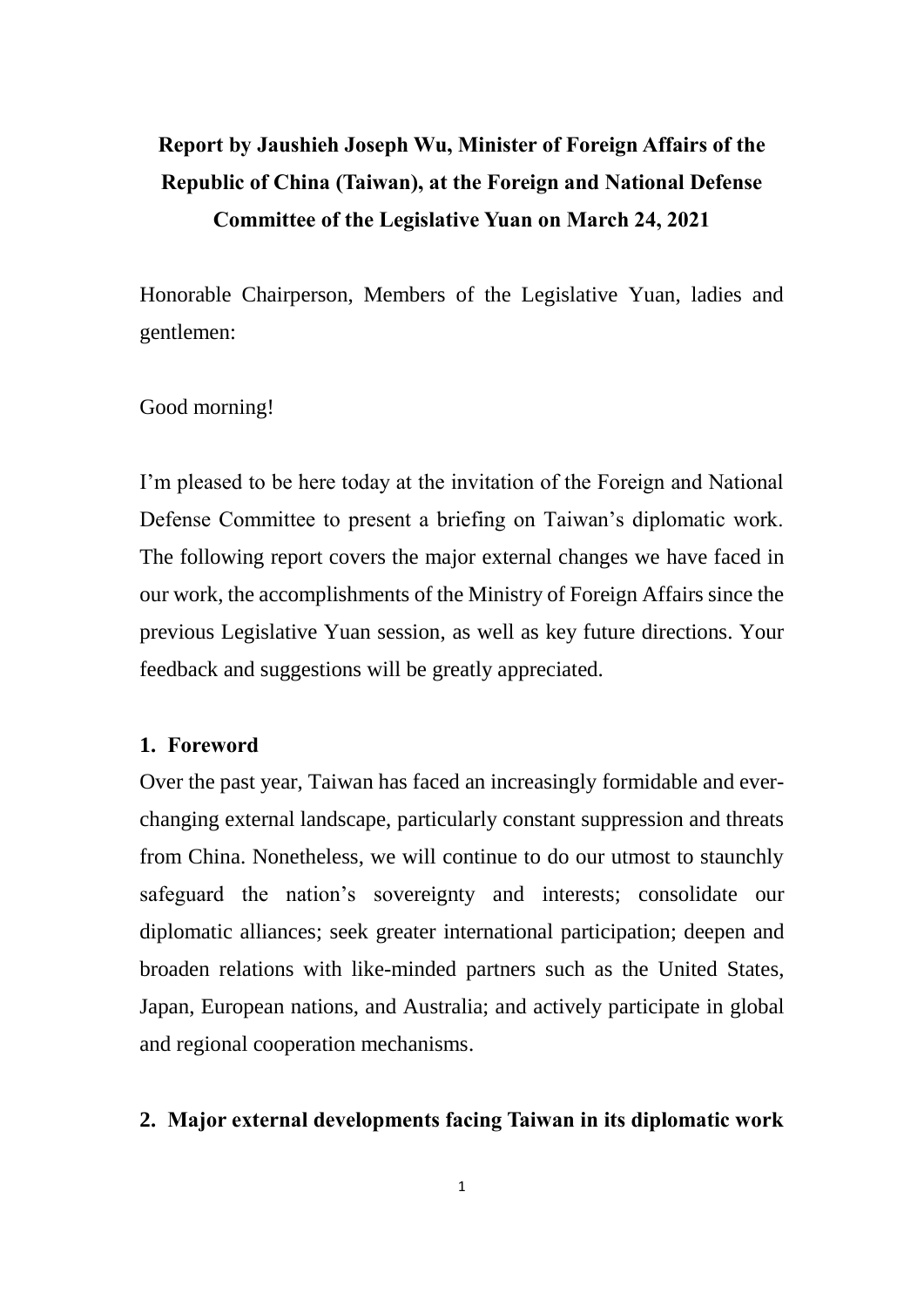# Report by Jaushieh Joseph Wu, Minister of Foreign Affairs of the Republic of China (Taiwan), at the Foreign and National Defense Committee of the Legislative Yuan on March 24, 2021

Honorable Chairperson, Members of the Legislative Yuan, ladies and gentlemen:

Good morning!

I'm pleased to be here today at the invitation of the Foreign and National Defense Committee to present a briefing on Taiwan's diplomatic work. The following report covers the major external changes we have faced in our work, the accomplishments of the Ministry of Foreign Affairs since the previous Legislative Yuan session, as well as key future directions. Your feedback and suggestions will be greatly appreciated.

## 1. Foreword

Over the past year, Taiwan has faced an increasingly formidable and ever-changing external landscape, particularly constant suppression and threats from China. Nonetheless, we will continue to do our utmost to staunchly safeguard the nation's sovereignty and interests; consolidate our diplomatic alliances; seek greater international participation; deepen and broaden relations with like-minded partners such as the United States, Japan, European nations, and Australia; and actively participate in global and regional cooperation mechanisms.

## 2. Major external developments facing Taiwan in its diplomatic work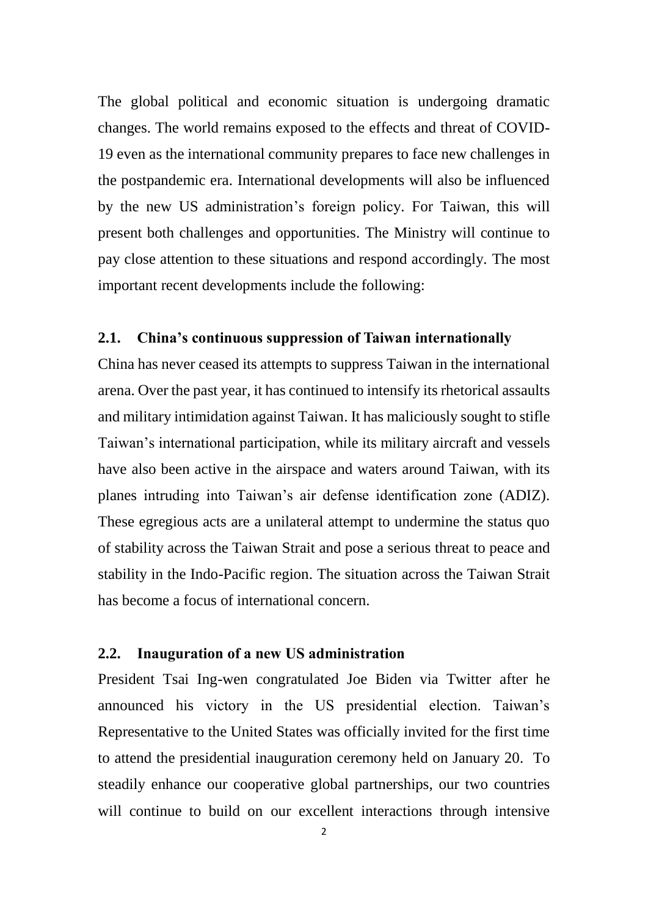The global political and economic situation is undergoing dramatic changes. The world remains exposed to the effects and threat of COVID-19 even as the international community prepares to face new challenges in the postpandemic era. International developments will also be influenced by the new US administration's foreign policy. For Taiwan, this will present both challenges and opportunities. The Ministry will continue to pay close attention to these situations and respond accordingly. The most important recent developments include the following:

### 2.1. China's continuous suppression of Taiwan internationally

China has never ceased its attempts to suppress Taiwan in the international arena. Over the past year, it has continued to intensify its rhetorical assaults and military intimidation against Taiwan. It has maliciously sought to stifle Taiwan's international participation, while its military aircraft and vessels have also been active in the airspace and waters around Taiwan, with its planes intruding into Taiwan's air defense identification zone (ADIZ). These egregious acts are a unilateral attempt to undermine the status quo of stability across the Taiwan Strait and pose a serious threat to peace and stability in the Indo-Pacific region. The situation across the Taiwan Strait has become a focus of international concern.

### 2.2. Inauguration of a new US administration

President Tsai Ing-wen congratulated Joe Biden via Twitter after he announced his victory in the US presidential election. Taiwan's Representative to the United States was officially invited for the first time to attend the presidential inauguration ceremony held on January 20. To steadily enhance our cooperative global partnerships, our two countries will continue to build on our excellent interactions through intensive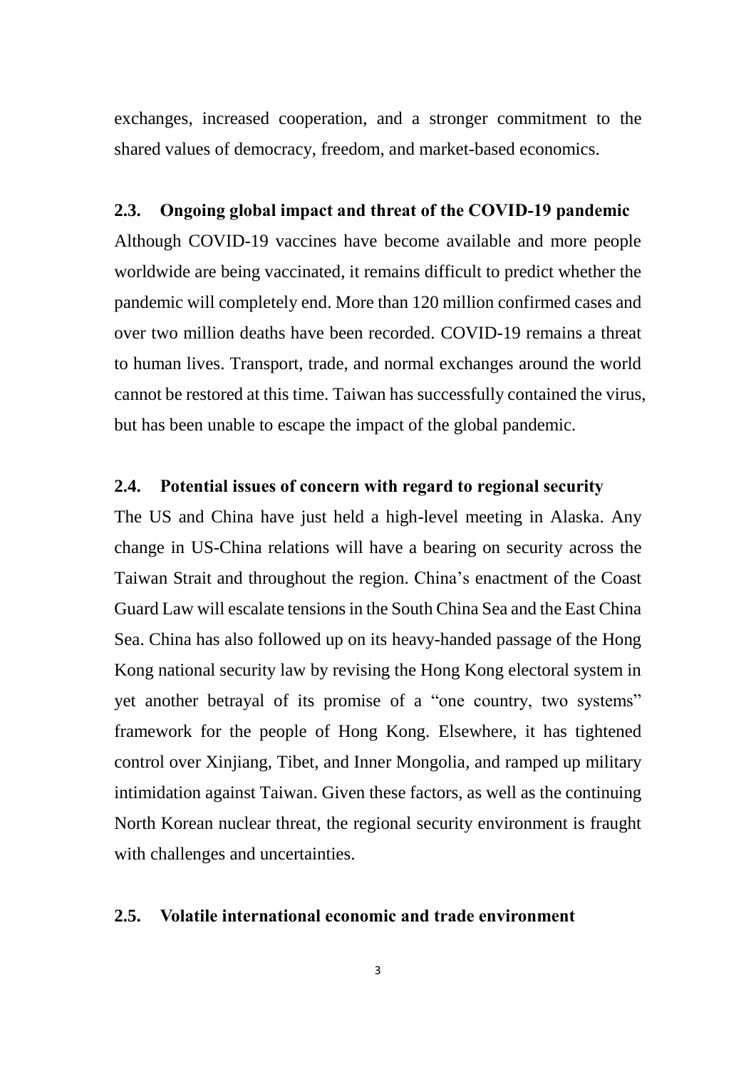exchanges, increased cooperation, and a stronger commitment to the shared values of democracy, freedom, and market-based economics.

### 2.3. Ongoing global impact and threat of the COVID-19 pandemic

Although COVID-19 vaccines have become available and more people worldwide are being vaccinated, it remains difficult to predict whether the pandemic will completely end. More than 120 million confirmed cases and over two million deaths have been recorded. COVID-19 remains a threat to human lives. Transport, trade, and normal exchanges around the world cannot be restored at this time. Taiwan has successfully contained the virus, but has been unable to escape the impact of the global pandemic.

### 2.4. Potential issues of concern with regard to regional security

The US and China have just held a high-level meeting in Alaska. Any change in US-China relations will have a bearing on security across the Taiwan Strait and throughout the region. China's enactment of the Coast Guard Law will escalate tensions in the South China Sea and the East China Sea. China has also followed up on its heavy-handed passage of the Hong Kong national security law by revising the Hong Kong electoral system in yet another betrayal of its promise of a "one country, two systems" framework for the people of Hong Kong. Elsewhere, it has tightened control over Xinjiang, Tibet, and Inner Mongolia, and ramped up military intimidation against Taiwan. Given these factors, as well as the continuing North Korean nuclear threat, the regional security environment is fraught with challenges and uncertainties.

### 2.5. Volatile international economic and trade environment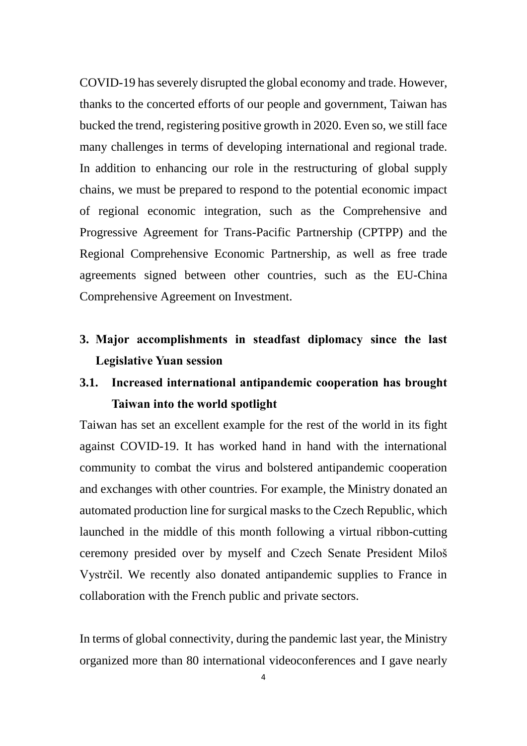COVID-19 has severely disrupted the global economy and trade. However, thanks to the concerted efforts of our people and government, Taiwan has bucked the trend, registering positive growth in 2020. Even so, we still face many challenges in terms of developing international and regional trade. In addition to enhancing our role in the restructuring of global supply chains, we must be prepared to respond to the potential economic impact of regional economic integration, such as the Comprehensive and Progressive Agreement for Trans-Pacific Partnership (CPTPP) and the Regional Comprehensive Economic Partnership, as well as free trade agreements signed between other countries, such as the EU-China Comprehensive Agreement on Investment.

## 3. Major accomplishments in steadfast diplomacy since the last Legislative Yuan session

### 3.1. Increased international antipandemic cooperation has brought Taiwan into the world spotlight

Taiwan has set an excellent example for the rest of the world in its fight against COVID-19. It has worked hand in hand with the international community to combat the virus and bolstered antipandemic cooperation and exchanges with other countries. For example, the Ministry donated an automated production line for surgical masks to the Czech Republic, which launched in the middle of this month following a virtual ribbon-cutting ceremony presided over by myself and Czech Senate President Miloš Vystrčil. We recently also donated antipandemic supplies to France in collaboration with the French public and private sectors.

In terms of global connectivity, during the pandemic last year, the Ministry organized more than 80 international videoconferences and I gave nearly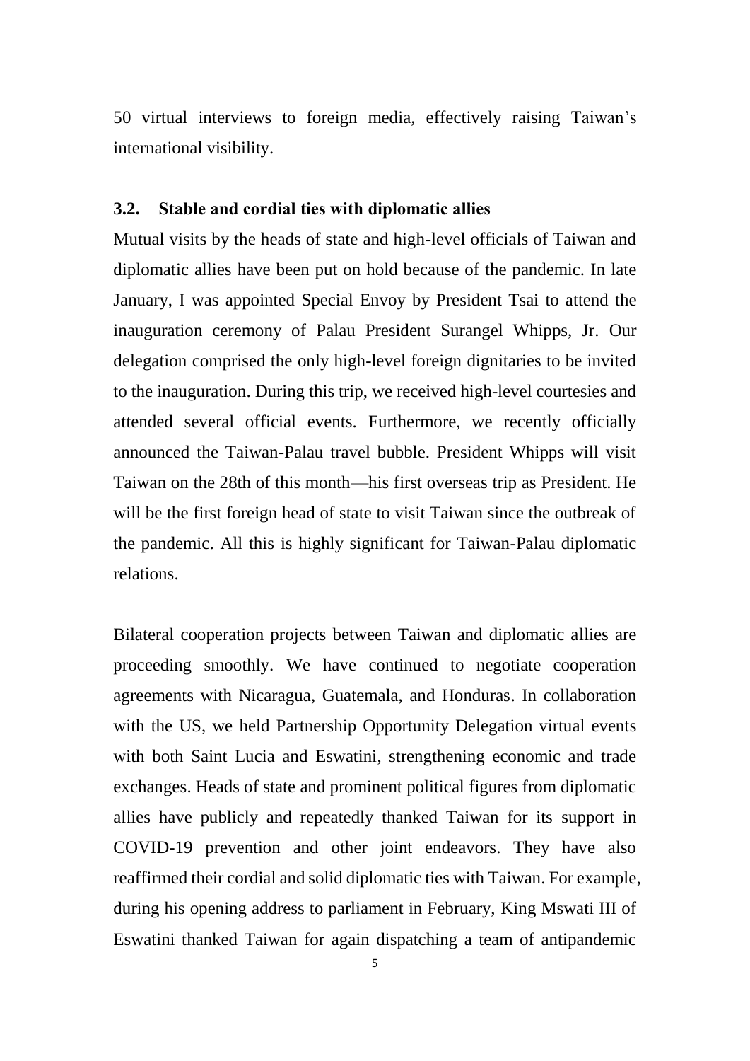50 virtual interviews to foreign media, effectively raising Taiwan's international visibility.

### 3.2. Stable and cordial ties with diplomatic allies

Mutual visits by the heads of state and high-level officials of Taiwan and diplomatic allies have been put on hold because of the pandemic. In late January, I was appointed Special Envoy by President Tsai to attend the inauguration ceremony of Palau President Surangel Whipps, Jr. Our delegation comprised the only high-level foreign dignitaries to be invited to the inauguration. During this trip, we received high-level courtesies and attended several official events. Furthermore, we recently officially announced the Taiwan-Palau travel bubble. President Whipps will visit Taiwan on the 28th of this month—his first overseas trip as President. He will be the first foreign head of state to visit Taiwan since the outbreak of the pandemic. All this is highly significant for Taiwan-Palau diplomatic relations.

Bilateral cooperation projects between Taiwan and diplomatic allies are proceeding smoothly. We have continued to negotiate cooperation agreements with Nicaragua, Guatemala, and Honduras. In collaboration with the US, we held Partnership Opportunity Delegation virtual events with both Saint Lucia and Eswatini, strengthening economic and trade exchanges. Heads of state and prominent political figures from diplomatic allies have publicly and repeatedly thanked Taiwan for its support in COVID-19 prevention and other joint endeavors. They have also reaffirmed their cordial and solid diplomatic ties with Taiwan. For example, during his opening address to parliament in February, King Mswati III of Eswatini thanked Taiwan for again dispatching a team of antipandemic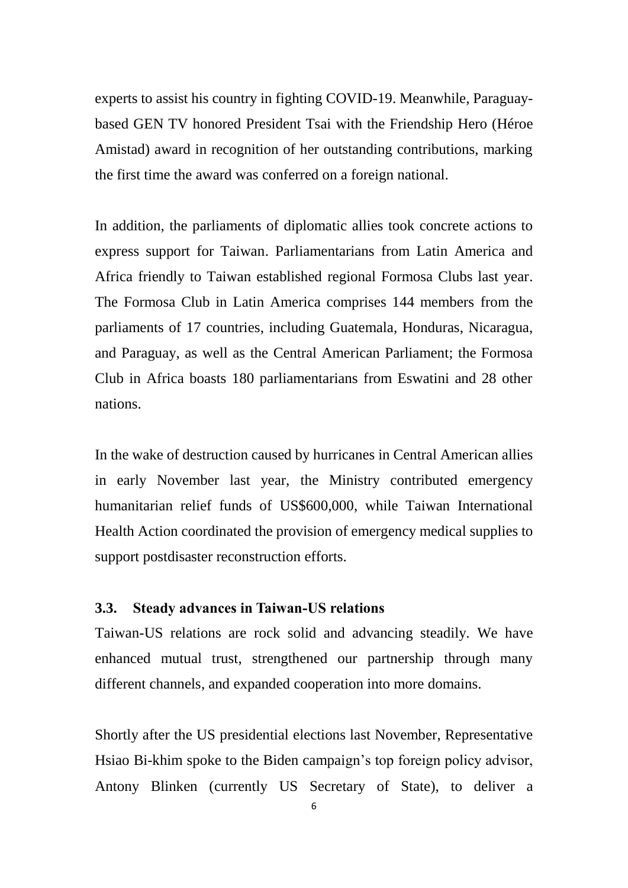experts to assist his country in fighting COVID-19. Meanwhile, Paraguay-based GEN TV honored President Tsai with the Friendship Hero (Héroe Amistad) award in recognition of her outstanding contributions, marking the first time the award was conferred on a foreign national.

In addition, the parliaments of diplomatic allies took concrete actions to express support for Taiwan. Parliamentarians from Latin America and Africa friendly to Taiwan established regional Formosa Clubs last year. The Formosa Club in Latin America comprises 144 members from the parliaments of 17 countries, including Guatemala, Honduras, Nicaragua, and Paraguay, as well as the Central American Parliament; the Formosa Club in Africa boasts 180 parliamentarians from Eswatini and 28 other nations.

In the wake of destruction caused by hurricanes in Central American allies in early November last year, the Ministry contributed emergency humanitarian relief funds of US$600,000, while Taiwan International Health Action coordinated the provision of emergency medical supplies to support postdisaster reconstruction efforts.

### 3.3. Steady advances in Taiwan-US relations

Taiwan-US relations are rock solid and advancing steadily. We have enhanced mutual trust, strengthened our partnership through many different channels, and expanded cooperation into more domains.

Shortly after the US presidential elections last November, Representative Hsiao Bi-khim spoke to the Biden campaign's top foreign policy advisor, Antony Blinken (currently US Secretary of State), to deliver a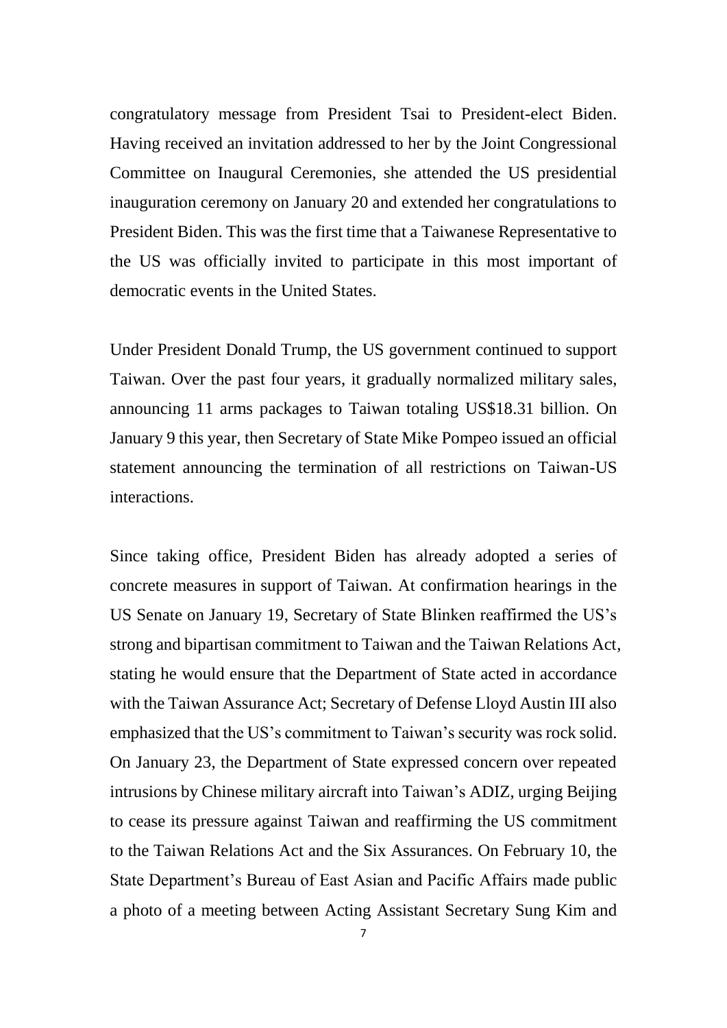congratulatory message from President Tsai to President-elect Biden. Having received an invitation addressed to her by the Joint Congressional Committee on Inaugural Ceremonies, she attended the US presidential inauguration ceremony on January 20 and extended her congratulations to President Biden. This was the first time that a Taiwanese Representative to the US was officially invited to participate in this most important of democratic events in the United States.

Under President Donald Trump, the US government continued to support Taiwan. Over the past four years, it gradually normalized military sales, announcing 11 arms packages to Taiwan totaling US$18.31 billion. On January 9 this year, then Secretary of State Mike Pompeo issued an official statement announcing the termination of all restrictions on Taiwan-US interactions.

Since taking office, President Biden has already adopted a series of concrete measures in support of Taiwan. At confirmation hearings in the US Senate on January 19, Secretary of State Blinken reaffirmed the US's strong and bipartisan commitment to Taiwan and the Taiwan Relations Act, stating he would ensure that the Department of State acted in accordance with the Taiwan Assurance Act; Secretary of Defense Lloyd Austin III also emphasized that the US's commitment to Taiwan's security was rock solid. On January 23, the Department of State expressed concern over repeated intrusions by Chinese military aircraft into Taiwan's ADIZ, urging Beijing to cease its pressure against Taiwan and reaffirming the US commitment to the Taiwan Relations Act and the Six Assurances. On February 10, the State Department's Bureau of East Asian and Pacific Affairs made public a photo of a meeting between Acting Assistant Secretary Sung Kim and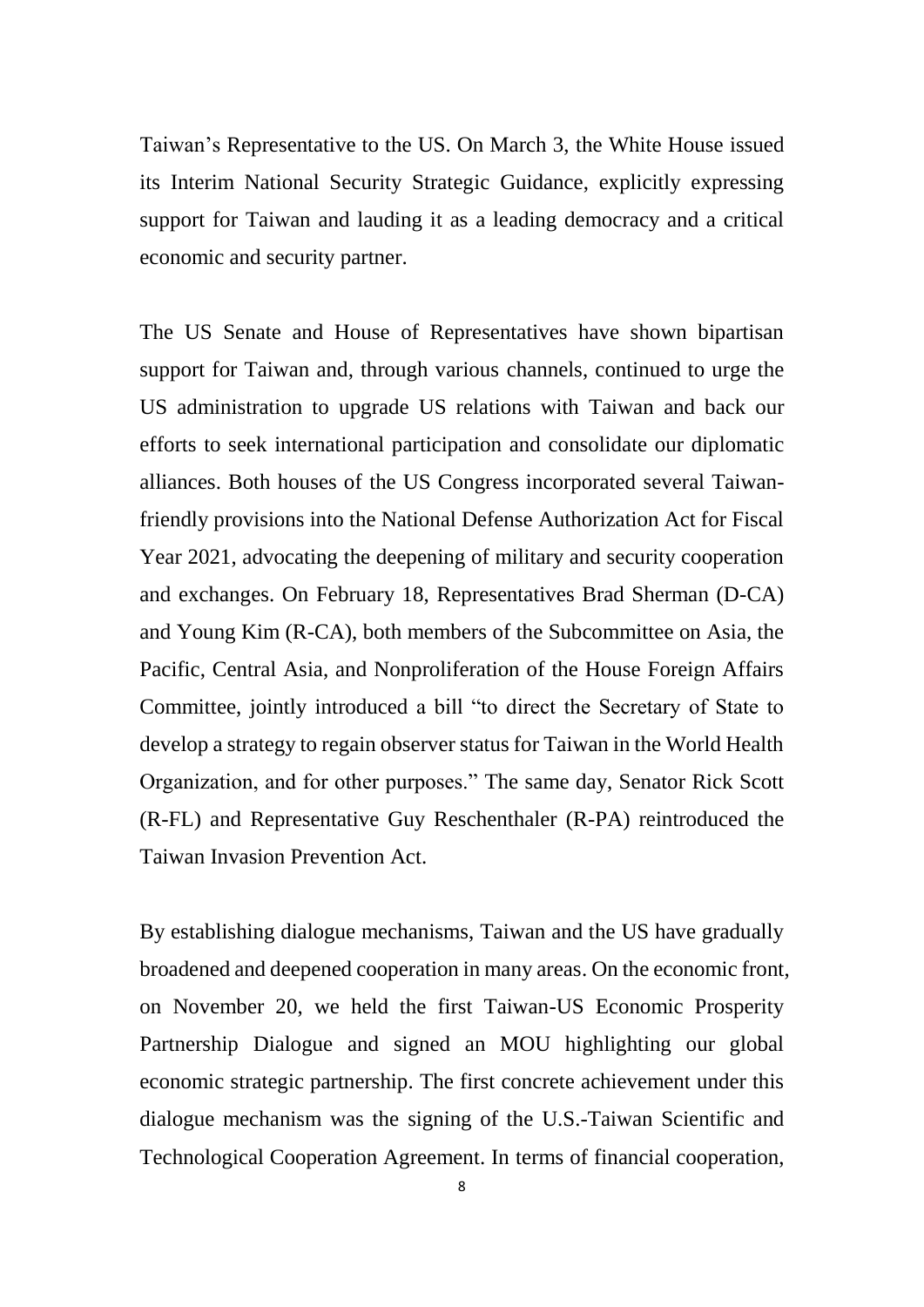Taiwan's Representative to the US. On March 3, the White House issued its Interim National Security Strategic Guidance, explicitly expressing support for Taiwan and lauding it as a leading democracy and a critical economic and security partner.

The US Senate and House of Representatives have shown bipartisan support for Taiwan and, through various channels, continued to urge the US administration to upgrade US relations with Taiwan and back our efforts to seek international participation and consolidate our diplomatic alliances. Both houses of the US Congress incorporated several Taiwan-friendly provisions into the National Defense Authorization Act for Fiscal Year 2021, advocating the deepening of military and security cooperation and exchanges. On February 18, Representatives Brad Sherman (D-CA) and Young Kim (R-CA), both members of the Subcommittee on Asia, the Pacific, Central Asia, and Nonproliferation of the House Foreign Affairs Committee, jointly introduced a bill "to direct the Secretary of State to develop a strategy to regain observer status for Taiwan in the World Health Organization, and for other purposes." The same day, Senator Rick Scott (R-FL) and Representative Guy Reschenthaler (R-PA) reintroduced the Taiwan Invasion Prevention Act.

By establishing dialogue mechanisms, Taiwan and the US have gradually broadened and deepened cooperation in many areas. On the economic front, on November 20, we held the first Taiwan-US Economic Prosperity Partnership Dialogue and signed an MOU highlighting our global economic strategic partnership. The first concrete achievement under this dialogue mechanism was the signing of the U.S.-Taiwan Scientific and Technological Cooperation Agreement. In terms of financial cooperation,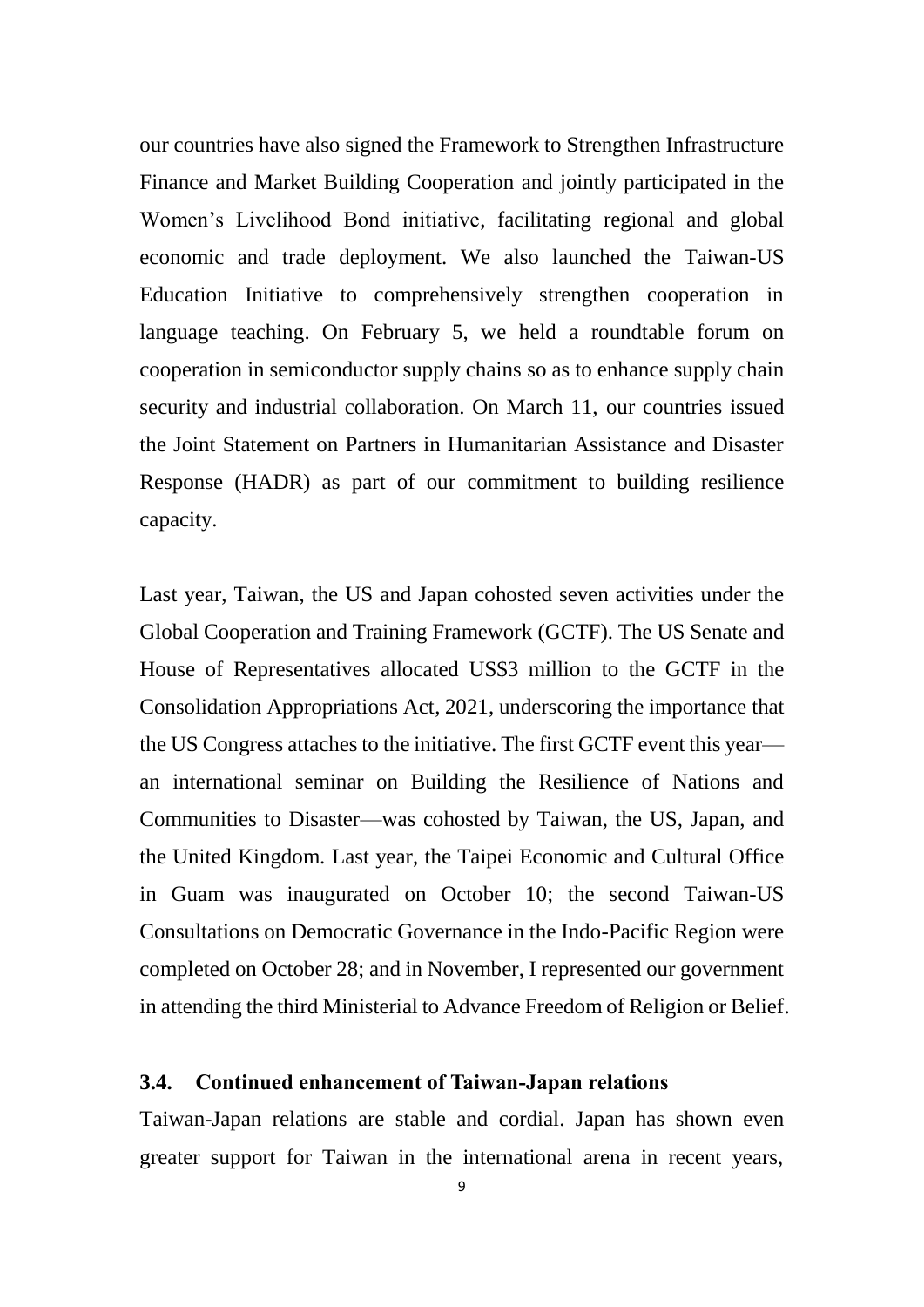our countries have also signed the Framework to Strengthen Infrastructure Finance and Market Building Cooperation and jointly participated in the Women's Livelihood Bond initiative, facilitating regional and global economic and trade deployment. We also launched the Taiwan-US Education Initiative to comprehensively strengthen cooperation in language teaching. On February 5, we held a roundtable forum on cooperation in semiconductor supply chains so as to enhance supply chain security and industrial collaboration. On March 11, our countries issued the Joint Statement on Partners in Humanitarian Assistance and Disaster Response (HADR) as part of our commitment to building resilience capacity.

Last year, Taiwan, the US and Japan cohosted seven activities under the Global Cooperation and Training Framework (GCTF). The US Senate and House of Representatives allocated US$3 million to the GCTF in the Consolidation Appropriations Act, 2021, underscoring the importance that the US Congress attaches to the initiative. The first GCTF event this year—an international seminar on Building the Resilience of Nations and Communities to Disaster—was cohosted by Taiwan, the US, Japan, and the United Kingdom. Last year, the Taipei Economic and Cultural Office in Guam was inaugurated on October 10; the second Taiwan-US Consultations on Democratic Governance in the Indo-Pacific Region were completed on October 28; and in November, I represented our government in attending the third Ministerial to Advance Freedom of Religion or Belief.

### 3.4. Continued enhancement of Taiwan-Japan relations

Taiwan-Japan relations are stable and cordial. Japan has shown even greater support for Taiwan in the international arena in recent years,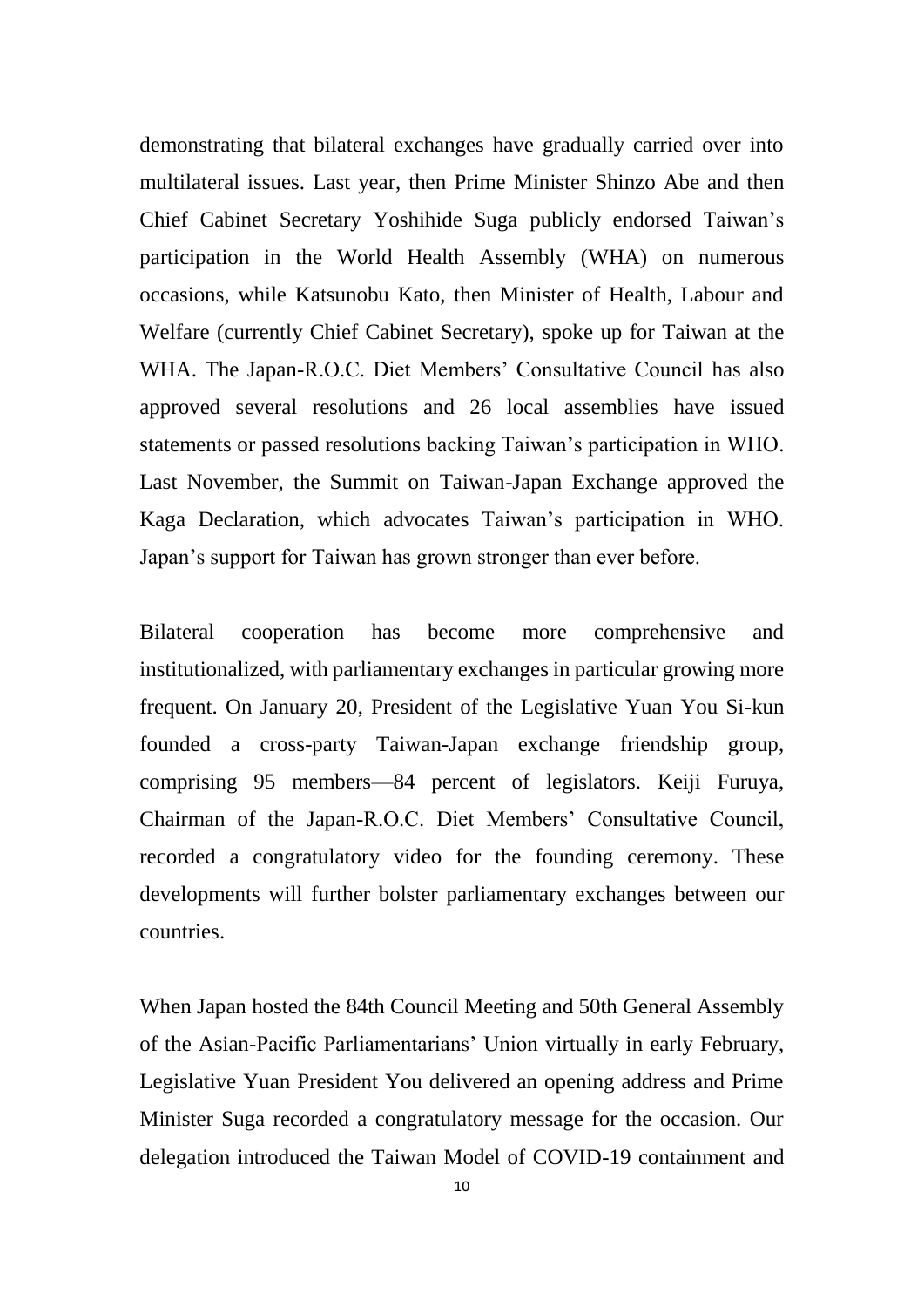demonstrating that bilateral exchanges have gradually carried over into multilateral issues. Last year, then Prime Minister Shinzo Abe and then Chief Cabinet Secretary Yoshihide Suga publicly endorsed Taiwan's participation in the World Health Assembly (WHA) on numerous occasions, while Katsunobu Kato, then Minister of Health, Labour and Welfare (currently Chief Cabinet Secretary), spoke up for Taiwan at the WHA. The Japan-R.O.C. Diet Members' Consultative Council has also approved several resolutions and 26 local assemblies have issued statements or passed resolutions backing Taiwan's participation in WHO. Last November, the Summit on Taiwan-Japan Exchange approved the Kaga Declaration, which advocates Taiwan's participation in WHO. Japan's support for Taiwan has grown stronger than ever before.

Bilateral cooperation has become more comprehensive and institutionalized, with parliamentary exchanges in particular growing more frequent. On January 20, President of the Legislative Yuan You Si-kun founded a cross-party Taiwan-Japan exchange friendship group, comprising 95 members—84 percent of legislators. Keiji Furuya, Chairman of the Japan-R.O.C. Diet Members' Consultative Council, recorded a congratulatory video for the founding ceremony. These developments will further bolster parliamentary exchanges between our countries.

When Japan hosted the 84th Council Meeting and 50th General Assembly of the Asian-Pacific Parliamentarians' Union virtually in early February, Legislative Yuan President You delivered an opening address and Prime Minister Suga recorded a congratulatory message for the occasion. Our delegation introduced the Taiwan Model of COVID-19 containment and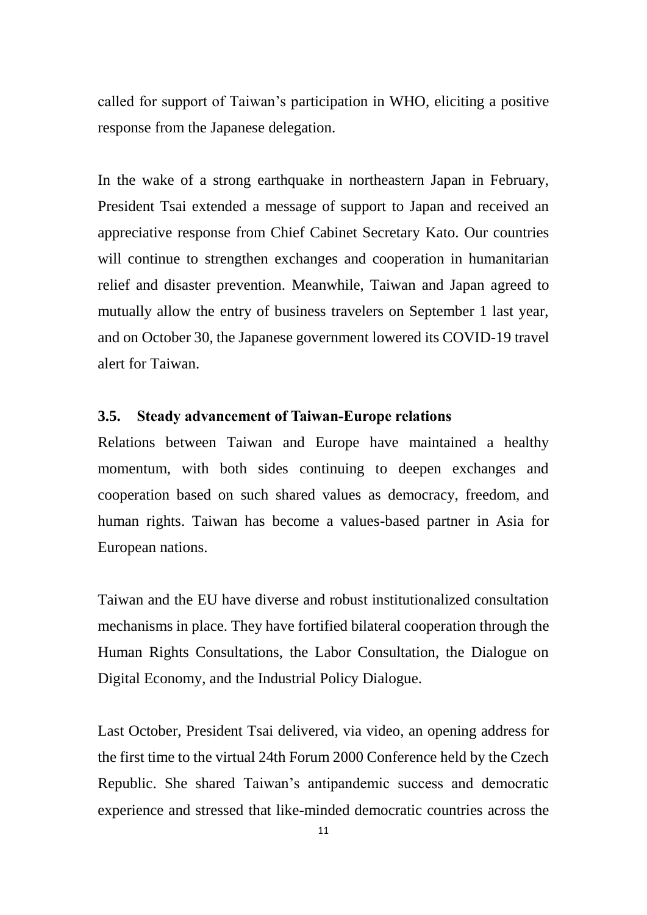called for support of Taiwan's participation in WHO, eliciting a positive response from the Japanese delegation.

In the wake of a strong earthquake in northeastern Japan in February, President Tsai extended a message of support to Japan and received an appreciative response from Chief Cabinet Secretary Kato. Our countries will continue to strengthen exchanges and cooperation in humanitarian relief and disaster prevention. Meanwhile, Taiwan and Japan agreed to mutually allow the entry of business travelers on September 1 last year, and on October 30, the Japanese government lowered its COVID-19 travel alert for Taiwan.

### 3.5. Steady advancement of Taiwan-Europe relations

Relations between Taiwan and Europe have maintained a healthy momentum, with both sides continuing to deepen exchanges and cooperation based on such shared values as democracy, freedom, and human rights. Taiwan has become a values-based partner in Asia for European nations.

Taiwan and the EU have diverse and robust institutionalized consultation mechanisms in place. They have fortified bilateral cooperation through the Human Rights Consultations, the Labor Consultation, the Dialogue on Digital Economy, and the Industrial Policy Dialogue.

Last October, President Tsai delivered, via video, an opening address for the first time to the virtual 24th Forum 2000 Conference held by the Czech Republic. She shared Taiwan's antipandemic success and democratic experience and stressed that like-minded democratic countries across the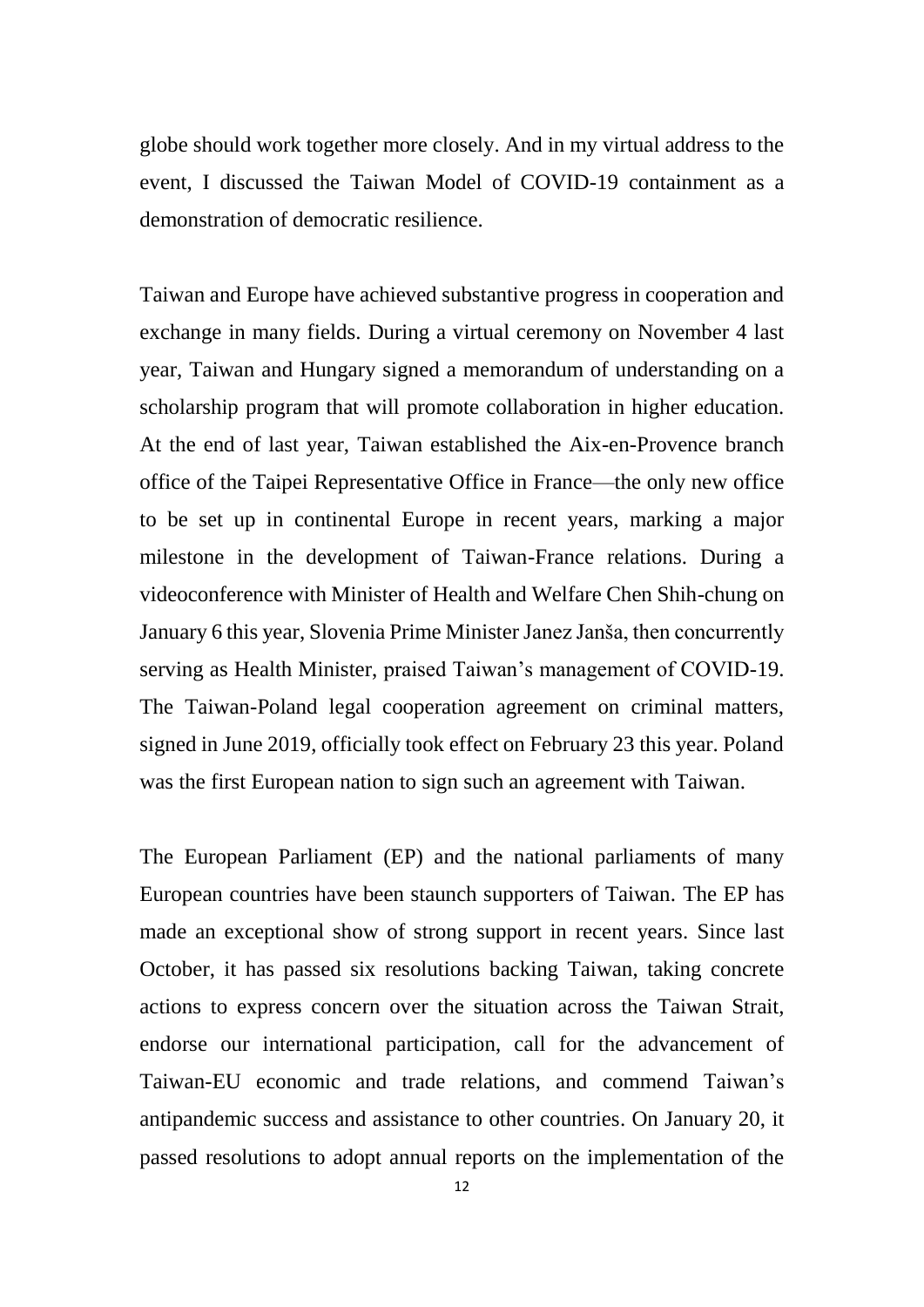globe should work together more closely. And in my virtual address to the event, I discussed the Taiwan Model of COVID-19 containment as a demonstration of democratic resilience.

Taiwan and Europe have achieved substantive progress in cooperation and exchange in many fields. During a virtual ceremony on November 4 last year, Taiwan and Hungary signed a memorandum of understanding on a scholarship program that will promote collaboration in higher education. At the end of last year, Taiwan established the Aix-en-Provence branch office of the Taipei Representative Office in France—the only new office to be set up in continental Europe in recent years, marking a major milestone in the development of Taiwan-France relations. During a videoconference with Minister of Health and Welfare Chen Shih-chung on January 6 this year, Slovenia Prime Minister Janez Janša, then concurrently serving as Health Minister, praised Taiwan's management of COVID-19. The Taiwan-Poland legal cooperation agreement on criminal matters, signed in June 2019, officially took effect on February 23 this year. Poland was the first European nation to sign such an agreement with Taiwan.

The European Parliament (EP) and the national parliaments of many European countries have been staunch supporters of Taiwan. The EP has made an exceptional show of strong support in recent years. Since last October, it has passed six resolutions backing Taiwan, taking concrete actions to express concern over the situation across the Taiwan Strait, endorse our international participation, call for the advancement of Taiwan-EU economic and trade relations, and commend Taiwan's antipandemic success and assistance to other countries. On January 20, it passed resolutions to adopt annual reports on the implementation of the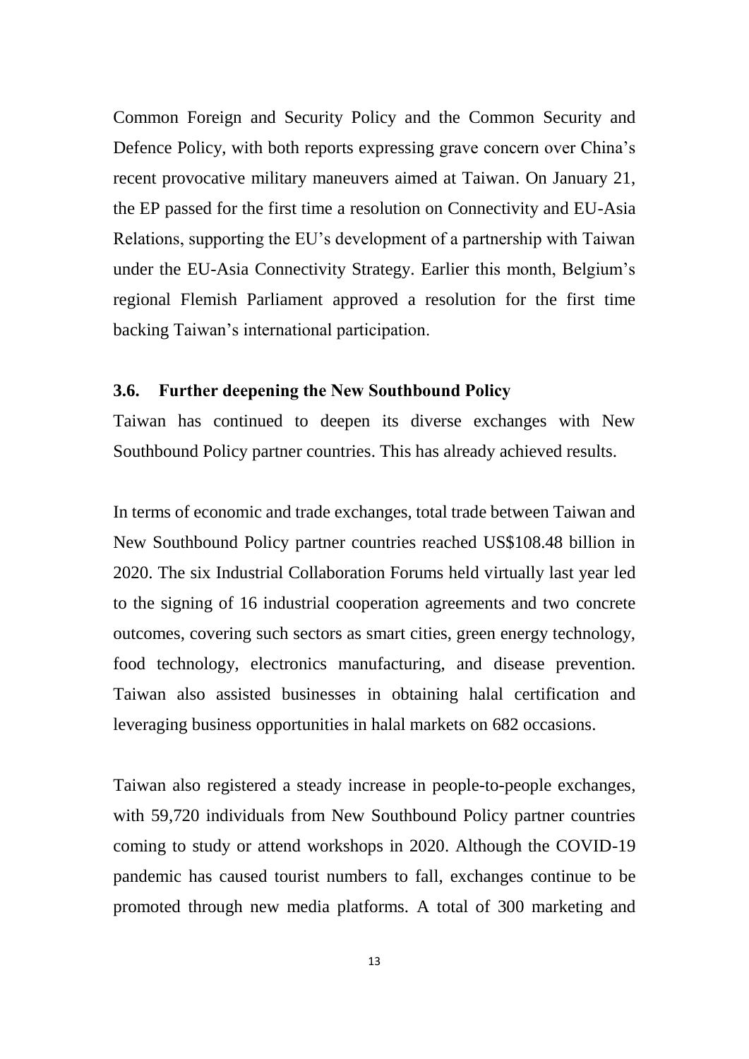Common Foreign and Security Policy and the Common Security and Defence Policy, with both reports expressing grave concern over China's recent provocative military maneuvers aimed at Taiwan. On January 21, the EP passed for the first time a resolution on Connectivity and EU-Asia Relations, supporting the EU's development of a partnership with Taiwan under the EU-Asia Connectivity Strategy. Earlier this month, Belgium's regional Flemish Parliament approved a resolution for the first time backing Taiwan's international participation.

### 3.6. Further deepening the New Southbound Policy

Taiwan has continued to deepen its diverse exchanges with New Southbound Policy partner countries. This has already achieved results.

In terms of economic and trade exchanges, total trade between Taiwan and New Southbound Policy partner countries reached US$108.48 billion in 2020. The six Industrial Collaboration Forums held virtually last year led to the signing of 16 industrial cooperation agreements and two concrete outcomes, covering such sectors as smart cities, green energy technology, food technology, electronics manufacturing, and disease prevention. Taiwan also assisted businesses in obtaining halal certification and leveraging business opportunities in halal markets on 682 occasions.

Taiwan also registered a steady increase in people-to-people exchanges, with 59,720 individuals from New Southbound Policy partner countries coming to study or attend workshops in 2020. Although the COVID-19 pandemic has caused tourist numbers to fall, exchanges continue to be promoted through new media platforms. A total of 300 marketing and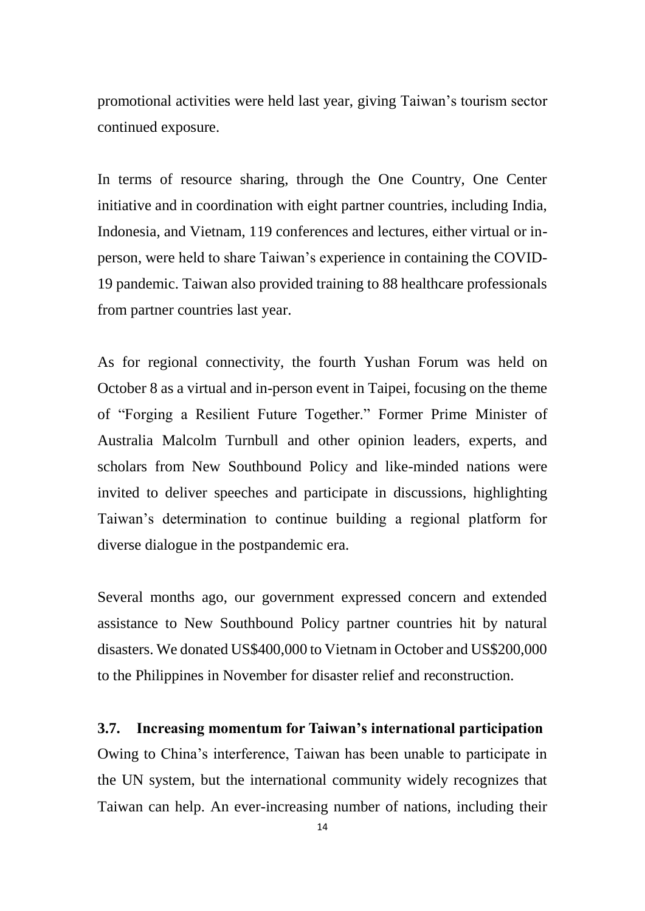promotional activities were held last year, giving Taiwan's tourism sector continued exposure.

In terms of resource sharing, through the One Country, One Center initiative and in coordination with eight partner countries, including India, Indonesia, and Vietnam, 119 conferences and lectures, either virtual or in-person, were held to share Taiwan's experience in containing the COVID-19 pandemic. Taiwan also provided training to 88 healthcare professionals from partner countries last year.

As for regional connectivity, the fourth Yushan Forum was held on October 8 as a virtual and in-person event in Taipei, focusing on the theme of "Forging a Resilient Future Together." Former Prime Minister of Australia Malcolm Turnbull and other opinion leaders, experts, and scholars from New Southbound Policy and like-minded nations were invited to deliver speeches and participate in discussions, highlighting Taiwan's determination to continue building a regional platform for diverse dialogue in the postpandemic era.

Several months ago, our government expressed concern and extended assistance to New Southbound Policy partner countries hit by natural disasters. We donated US$400,000 to Vietnam in October and US$200,000 to the Philippines in November for disaster relief and reconstruction.

### 3.7. Increasing momentum for Taiwan's international participation

Owing to China's interference, Taiwan has been unable to participate in the UN system, but the international community widely recognizes that Taiwan can help. An ever-increasing number of nations, including their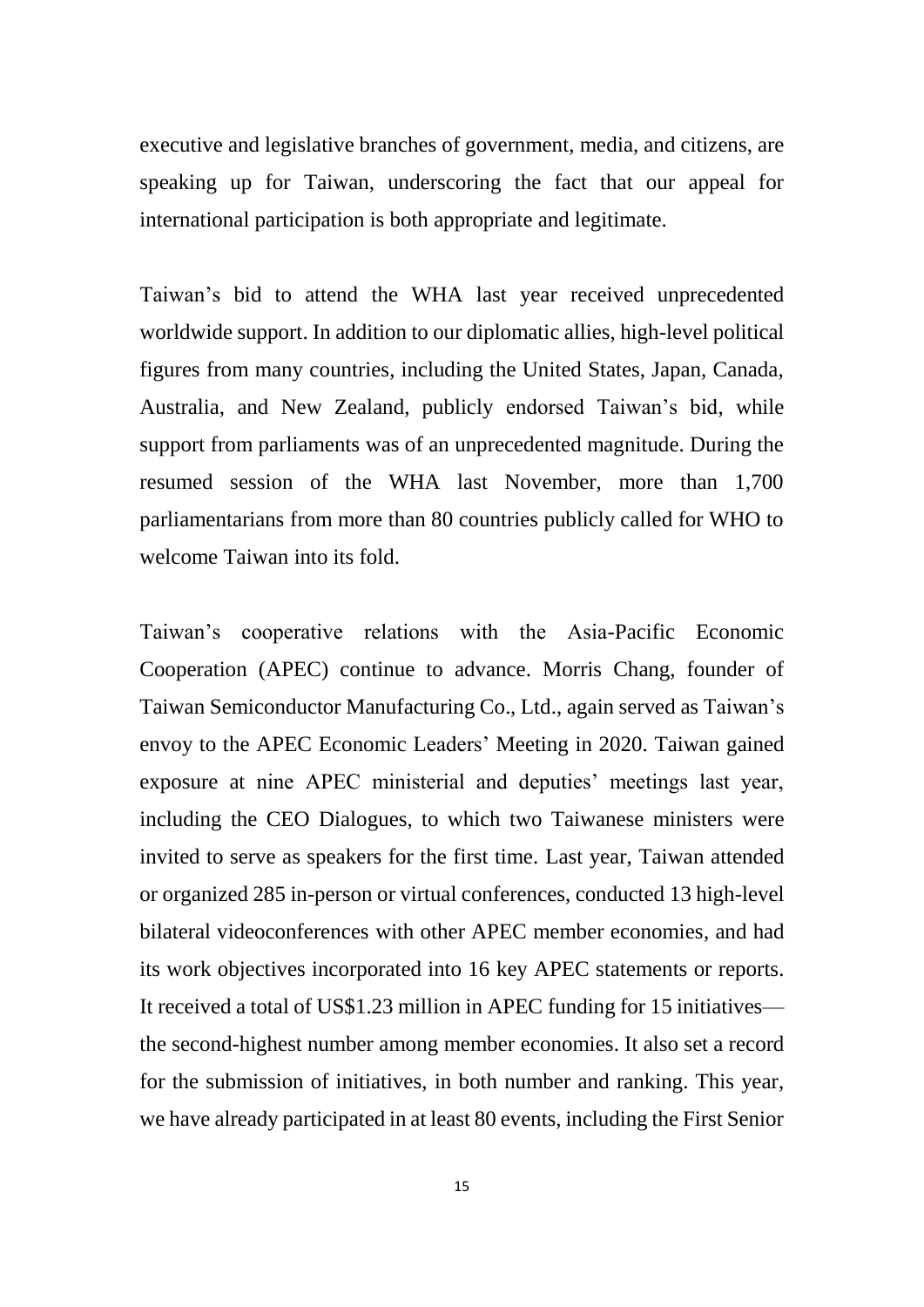executive and legislative branches of government, media, and citizens, are speaking up for Taiwan, underscoring the fact that our appeal for international participation is both appropriate and legitimate.

Taiwan's bid to attend the WHA last year received unprecedented worldwide support. In addition to our diplomatic allies, high-level political figures from many countries, including the United States, Japan, Canada, Australia, and New Zealand, publicly endorsed Taiwan's bid, while support from parliaments was of an unprecedented magnitude. During the resumed session of the WHA last November, more than 1,700 parliamentarians from more than 80 countries publicly called for WHO to welcome Taiwan into its fold.

Taiwan's cooperative relations with the Asia-Pacific Economic Cooperation (APEC) continue to advance. Morris Chang, founder of Taiwan Semiconductor Manufacturing Co., Ltd., again served as Taiwan's envoy to the APEC Economic Leaders' Meeting in 2020. Taiwan gained exposure at nine APEC ministerial and deputies' meetings last year, including the CEO Dialogues, to which two Taiwanese ministers were invited to serve as speakers for the first time. Last year, Taiwan attended or organized 285 in-person or virtual conferences, conducted 13 high-level bilateral videoconferences with other APEC member economies, and had its work objectives incorporated into 16 key APEC statements or reports. It received a total of US$1.23 million in APEC funding for 15 initiatives—the second-highest number among member economies. It also set a record for the submission of initiatives, in both number and ranking. This year, we have already participated in at least 80 events, including the First Senior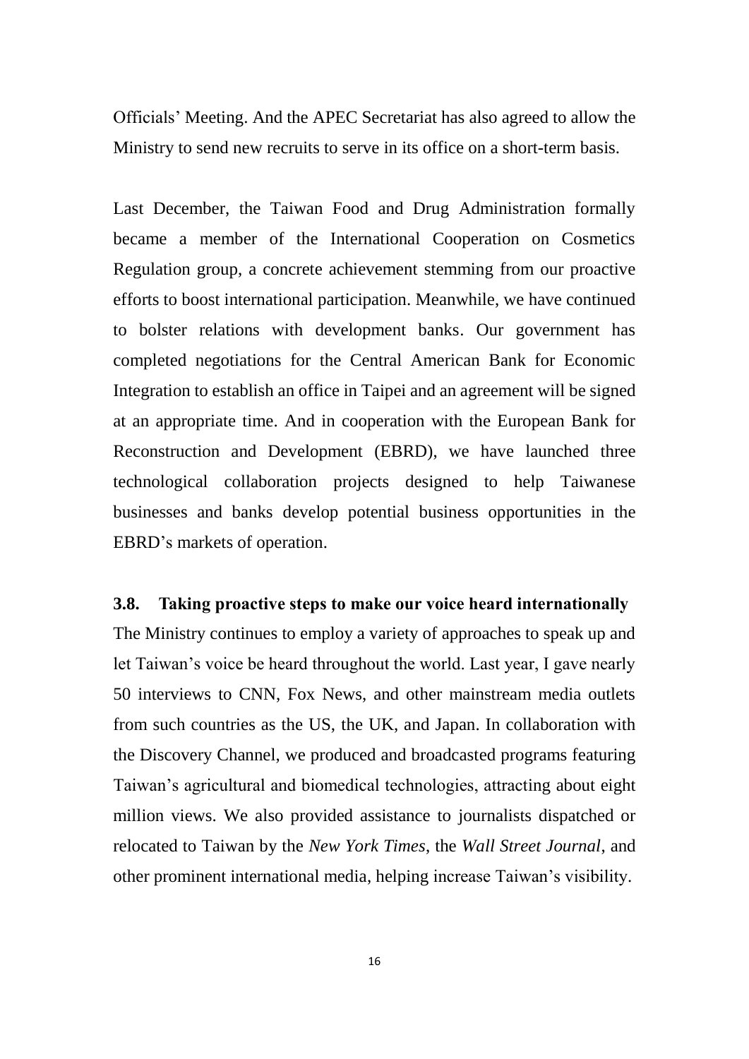Officials' Meeting. And the APEC Secretariat has also agreed to allow the Ministry to send new recruits to serve in its office on a short-term basis.

Last December, the Taiwan Food and Drug Administration formally became a member of the International Cooperation on Cosmetics Regulation group, a concrete achievement stemming from our proactive efforts to boost international participation. Meanwhile, we have continued to bolster relations with development banks. Our government has completed negotiations for the Central American Bank for Economic Integration to establish an office in Taipei and an agreement will be signed at an appropriate time. And in cooperation with the European Bank for Reconstruction and Development (EBRD), we have launched three technological collaboration projects designed to help Taiwanese businesses and banks develop potential business opportunities in the EBRD's markets of operation.

### 3.8. Taking proactive steps to make our voice heard internationally

The Ministry continues to employ a variety of approaches to speak up and let Taiwan's voice be heard throughout the world. Last year, I gave nearly 50 interviews to CNN, Fox News, and other mainstream media outlets from such countries as the US, the UK, and Japan. In collaboration with the Discovery Channel, we produced and broadcasted programs featuring Taiwan's agricultural and biomedical technologies, attracting about eight million views. We also provided assistance to journalists dispatched or relocated to Taiwan by the *New York Times*, the *Wall Street Journal*, and other prominent international media, helping increase Taiwan's visibility.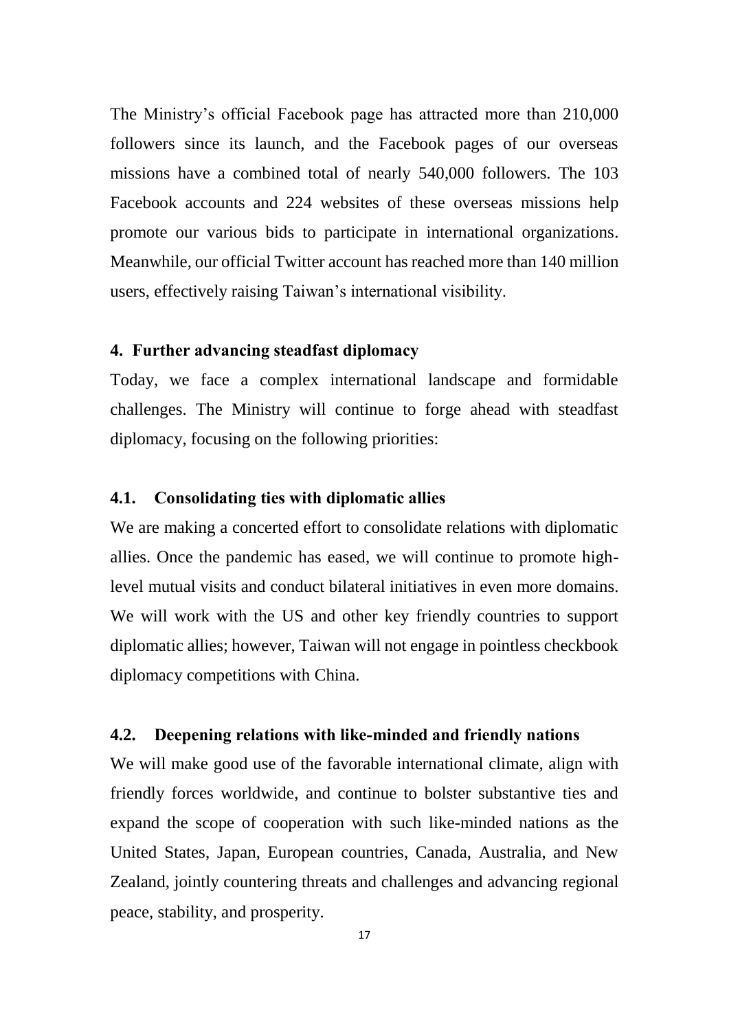The Ministry's official Facebook page has attracted more than 210,000 followers since its launch, and the Facebook pages of our overseas missions have a combined total of nearly 540,000 followers. The 103 Facebook accounts and 224 websites of these overseas missions help promote our various bids to participate in international organizations. Meanwhile, our official Twitter account has reached more than 140 million users, effectively raising Taiwan's international visibility.

## 4. Further advancing steadfast diplomacy

Today, we face a complex international landscape and formidable challenges. The Ministry will continue to forge ahead with steadfast diplomacy, focusing on the following priorities:

### 4.1. Consolidating ties with diplomatic allies

We are making a concerted effort to consolidate relations with diplomatic allies. Once the pandemic has eased, we will continue to promote high-level mutual visits and conduct bilateral initiatives in even more domains. We will work with the US and other key friendly countries to support diplomatic allies; however, Taiwan will not engage in pointless checkbook diplomacy competitions with China.

### 4.2. Deepening relations with like-minded and friendly nations

We will make good use of the favorable international climate, align with friendly forces worldwide, and continue to bolster substantive ties and expand the scope of cooperation with such like-minded nations as the United States, Japan, European countries, Canada, Australia, and New Zealand, jointly countering threats and challenges and advancing regional peace, stability, and prosperity.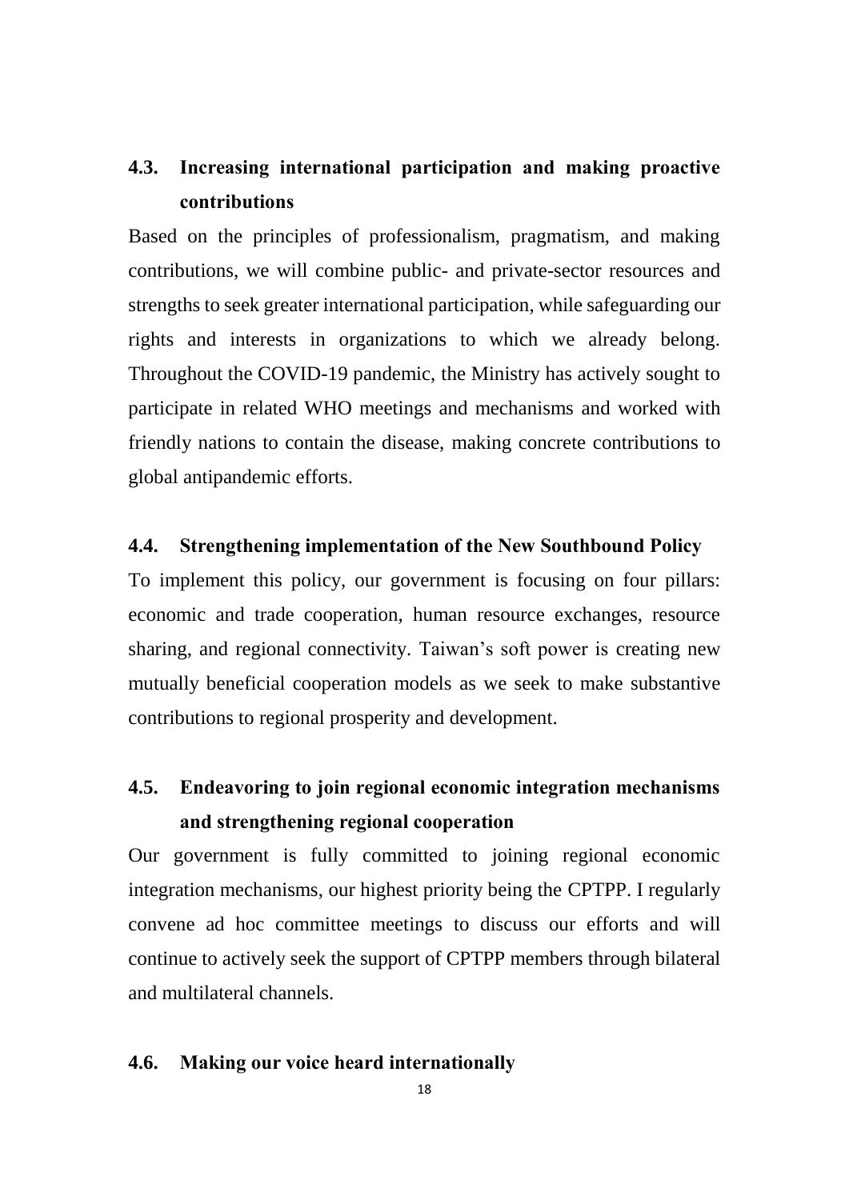### 4.3. Increasing international participation and making proactive contributions

Based on the principles of professionalism, pragmatism, and making contributions, we will combine public- and private-sector resources and strengths to seek greater international participation, while safeguarding our rights and interests in organizations to which we already belong. Throughout the COVID-19 pandemic, the Ministry has actively sought to participate in related WHO meetings and mechanisms and worked with friendly nations to contain the disease, making concrete contributions to global antipandemic efforts.

### 4.4. Strengthening implementation of the New Southbound Policy

To implement this policy, our government is focusing on four pillars: economic and trade cooperation, human resource exchanges, resource sharing, and regional connectivity. Taiwan's soft power is creating new mutually beneficial cooperation models as we seek to make substantive contributions to regional prosperity and development.

### 4.5. Endeavoring to join regional economic integration mechanisms and strengthening regional cooperation

Our government is fully committed to joining regional economic integration mechanisms, our highest priority being the CPTPP. I regularly convene ad hoc committee meetings to discuss our efforts and will continue to actively seek the support of CPTPP members through bilateral and multilateral channels.

### 4.6. Making our voice heard internationally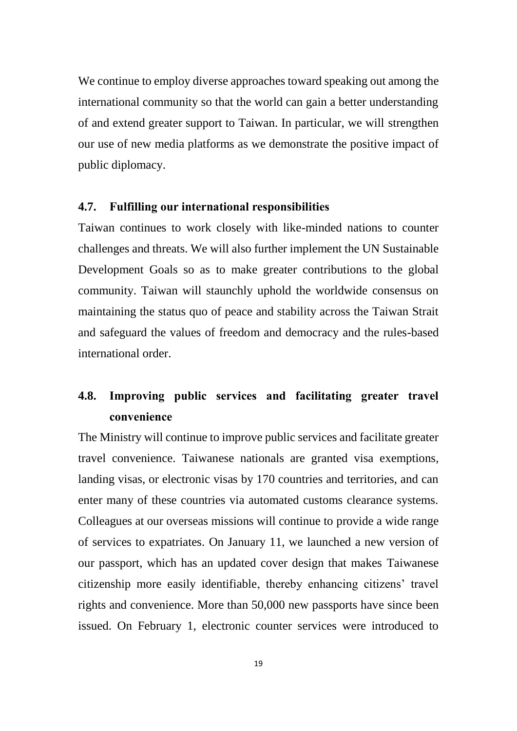We continue to employ diverse approaches toward speaking out among the international community so that the world can gain a better understanding of and extend greater support to Taiwan. In particular, we will strengthen our use of new media platforms as we demonstrate the positive impact of public diplomacy.

### 4.7. Fulfilling our international responsibilities

Taiwan continues to work closely with like-minded nations to counter challenges and threats. We will also further implement the UN Sustainable Development Goals so as to make greater contributions to the global community. Taiwan will staunchly uphold the worldwide consensus on maintaining the status quo of peace and stability across the Taiwan Strait and safeguard the values of freedom and democracy and the rules-based international order.

### 4.8. Improving public services and facilitating greater travel convenience

The Ministry will continue to improve public services and facilitate greater travel convenience. Taiwanese nationals are granted visa exemptions, landing visas, or electronic visas by 170 countries and territories, and can enter many of these countries via automated customs clearance systems. Colleagues at our overseas missions will continue to provide a wide range of services to expatriates. On January 11, we launched a new version of our passport, which has an updated cover design that makes Taiwanese citizenship more easily identifiable, thereby enhancing citizens' travel rights and convenience. More than 50,000 new passports have since been issued. On February 1, electronic counter services were introduced to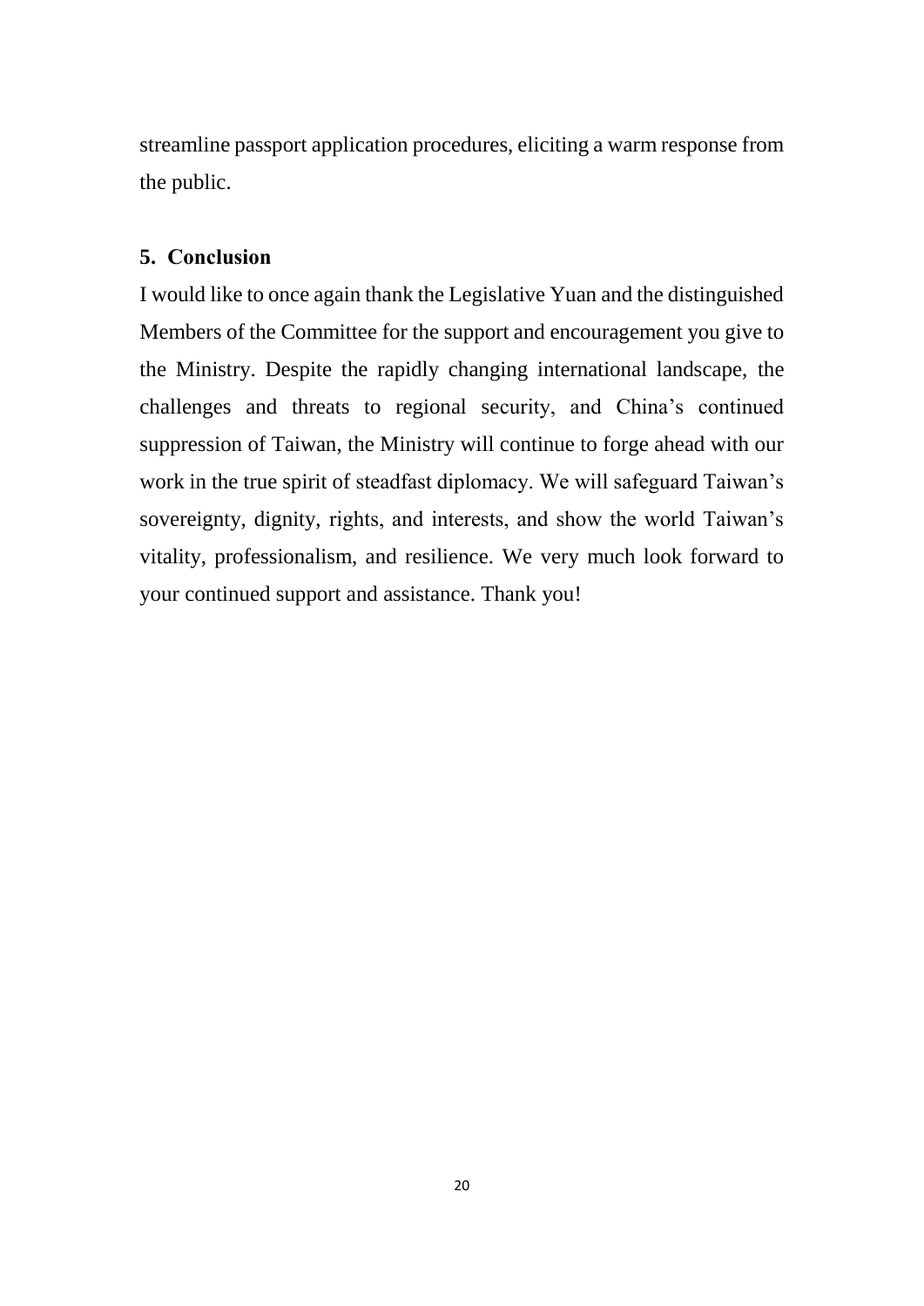streamline passport application procedures, eliciting a warm response from the public.

## 5. Conclusion

I would like to once again thank the Legislative Yuan and the distinguished Members of the Committee for the support and encouragement you give to the Ministry. Despite the rapidly changing international landscape, the challenges and threats to regional security, and China's continued suppression of Taiwan, the Ministry will continue to forge ahead with our work in the true spirit of steadfast diplomacy. We will safeguard Taiwan's sovereignty, dignity, rights, and interests, and show the world Taiwan's vitality, professionalism, and resilience. We very much look forward to your continued support and assistance. Thank you!